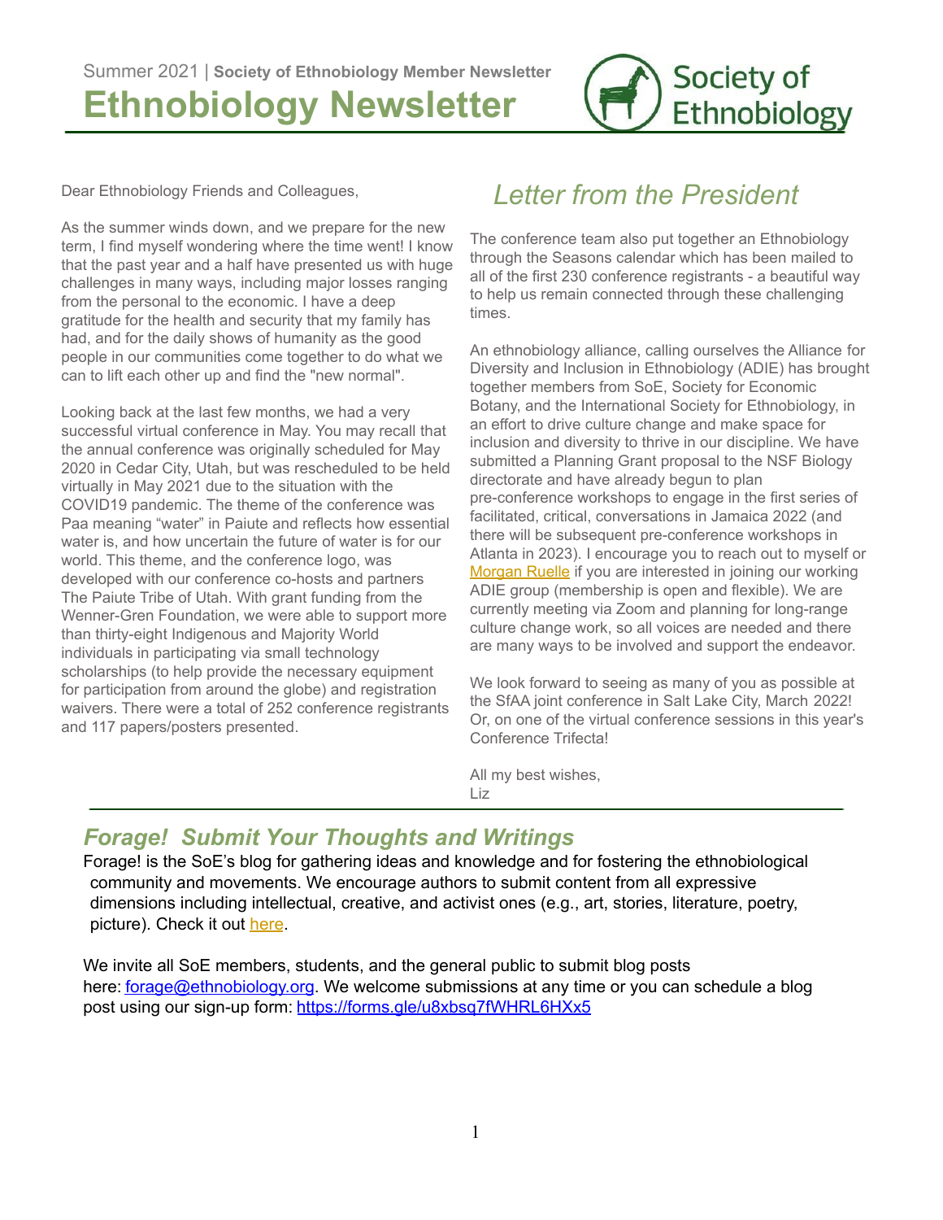Summer 2021 | **Society of Ethnobiology Member Newsletter**

# Ethnobiology Newsletter

## *Letter from the President*

Dear Ethnobiology Friends and Colleagues,

As the summer winds down, and we prepare for the new term, I find myself wondering where the time went! I know that the past year and a half have presented us with huge challenges in many ways, including major losses ranging from the personal to the economic. I have a deep gratitude for the health and security that my family has had, and for the daily shows of humanity as the good people in our communities come together to do what we can to lift each other up and find the "new normal".

Looking back at the last few months, we had a very successful virtual conference in May. You may recall that the annual conference was originally scheduled for May 2020 in Cedar City, Utah, but was rescheduled to be held virtually in May 2021 due to the situation with the COVID19 pandemic. The theme of the conference was Paa meaning "water" in Paiute and reflects how essential water is, and how uncertain the future of water is for our world. This theme, and the conference logo, was developed with our conference co-hosts and partners The Paiute Tribe of Utah. With grant funding from the Wenner-Gren Foundation, we were able to support more than thirty-eight Indigenous and Majority World individuals in participating via small technology scholarships (to help provide the necessary equipment for participation from around the globe) and registration waivers. There were a total of 252 conference registrants and 117 papers/posters presented.

The conference team also put together an Ethnobiology through the Seasons calendar which has been mailed to all of the first 230 conference registrants - a beautiful way to help us remain connected through these challenging times.

An ethnobiology alliance, calling ourselves the Alliance for Diversity and Inclusion in Ethnobiology (ADIE) has brought together members from SoE, Society for Economic Botany, and the International Society for Ethnobiology, in an effort to drive culture change and make space for inclusion and diversity to thrive in our discipline. We have submitted a Planning Grant proposal to the NSF Biology directorate and have already begun to plan pre-conference workshops to engage in the first series of facilitated, critical, conversations in Jamaica 2022 (and there will be subsequent pre-conference workshops in Atlanta in 2023). I encourage you to reach out to myself or Morgan Ruelle if you are interested in joining our working ADIE group (membership is open and flexible). We are currently meeting via Zoom and planning for long-range culture change work, so all voices are needed and there are many ways to be involved and support the endeavor.

We look forward to seeing as many of you as possible at the SfAA joint conference in Salt Lake City, March 2022! Or, on one of the virtual conference sessions in this year's Conference Trifecta!

All my best wishes,
Liz

## *Forage! Submit Your Thoughts and Writings*

Forage! is the SoE's blog for gathering ideas and knowledge and for fostering the ethnobiological community and movements. We encourage authors to submit content from all expressive dimensions including intellectual, creative, and activist ones (e.g., art, stories, literature, poetry, picture). Check it out here.

We invite all SoE members, students, and the general public to submit blog posts here: forage@ethnobiology.org. We welcome submissions at any time or you can schedule a blog post using our sign-up form: https://forms.gle/u8xbsq7fWHRL6HXx5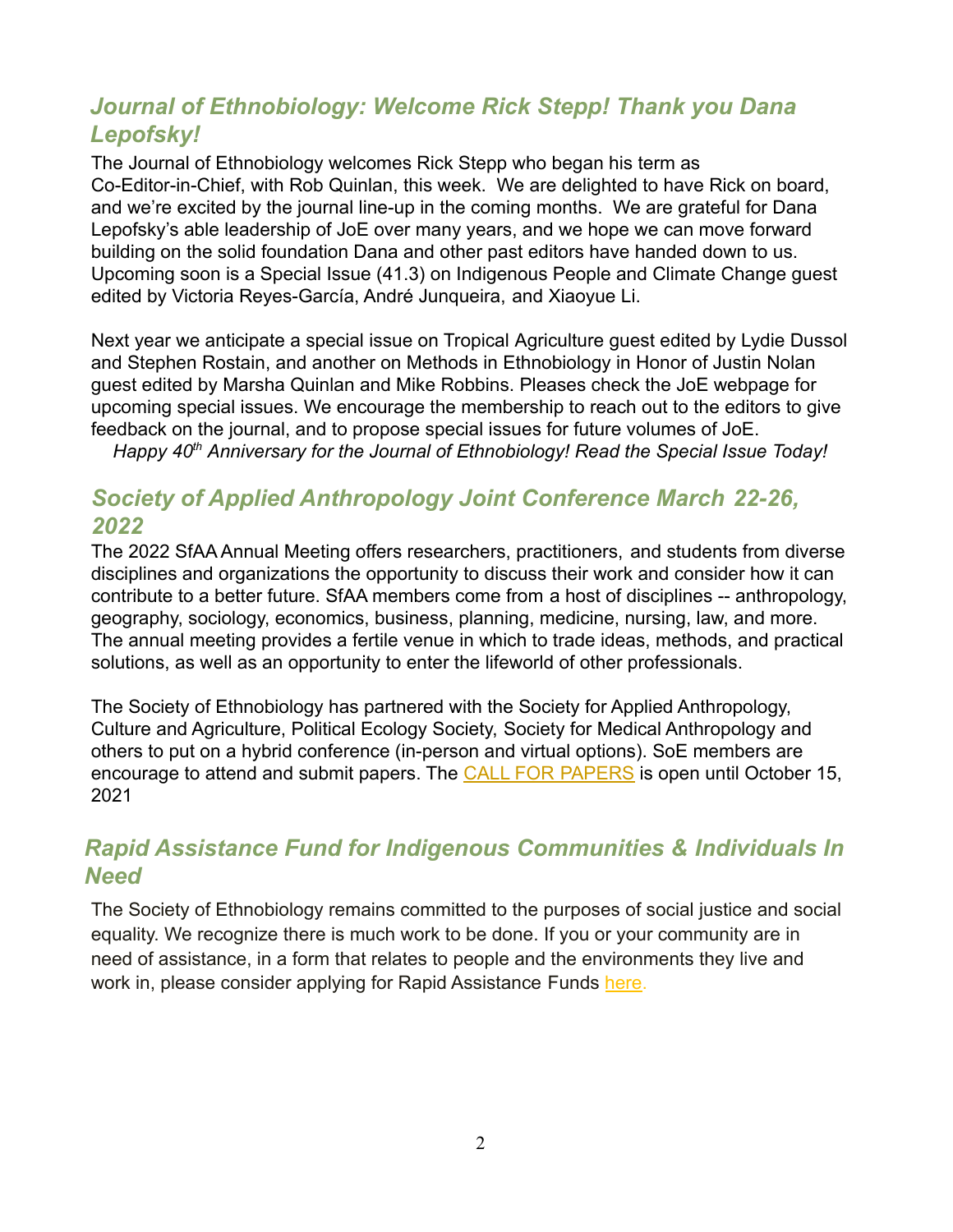## *Journal of Ethnobiology: Welcome Rick Stepp! Thank you Dana Lepofsky!*

The Journal of Ethnobiology welcomes Rick Stepp who began his term as Co-Editor-in-Chief, with Rob Quinlan, this week. We are delighted to have Rick on board, and we're excited by the journal line-up in the coming months. We are grateful for Dana Lepofsky's able leadership of JoE over many years, and we hope we can move forward building on the solid foundation Dana and other past editors have handed down to us. Upcoming soon is a Special Issue (41.3) on Indigenous People and Climate Change guest edited by Victoria Reyes-García, André Junqueira, and Xiaoyue Li.

Next year we anticipate a special issue on Tropical Agriculture guest edited by Lydie Dussol and Stephen Rostain, and another on Methods in Ethnobiology in Honor of Justin Nolan guest edited by Marsha Quinlan and Mike Robbins. Pleases check the JoE webpage for upcoming special issues. We encourage the membership to reach out to the editors to give feedback on the journal, and to propose special issues for future volumes of JoE.

*Happy 40th Anniversary for the Journal of Ethnobiology! Read the Special Issue Today!*

## *Society of Applied Anthropology Joint Conference March 22-26, 2022*

The 2022 SfAA Annual Meeting offers researchers, practitioners, and students from diverse disciplines and organizations the opportunity to discuss their work and consider how it can contribute to a better future. SfAA members come from a host of disciplines -- anthropology, geography, sociology, economics, business, planning, medicine, nursing, law, and more. The annual meeting provides a fertile venue in which to trade ideas, methods, and practical solutions, as well as an opportunity to enter the lifeworld of other professionals.

The Society of Ethnobiology has partnered with the Society for Applied Anthropology, Culture and Agriculture, Political Ecology Society, Society for Medical Anthropology and others to put on a hybrid conference (in-person and virtual options). SoE members are encourage to attend and submit papers. The CALL FOR PAPERS is open until October 15, 2021

## *Rapid Assistance Fund for Indigenous Communities & Individuals In Need*

The Society of Ethnobiology remains committed to the purposes of social justice and social equality. We recognize there is much work to be done. If you or your community are in need of assistance, in a form that relates to people and the environments they live and work in, please consider applying for Rapid Assistance Funds here.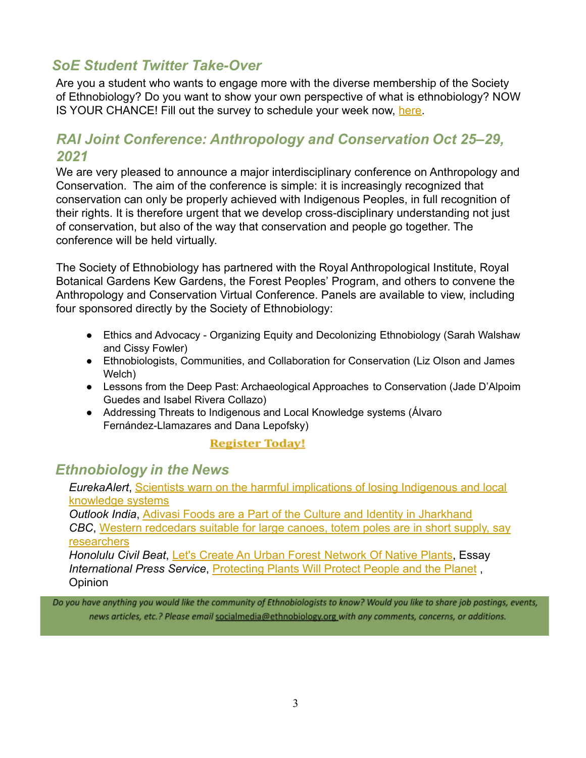## *SoE Student Twitter Take-Over*

Are you a student who wants to engage more with the diverse membership of the Society of Ethnobiology? Do you want to show your own perspective of what is ethnobiology? NOW IS YOUR CHANCE! Fill out the survey to schedule your week now, here.

## *RAI Joint Conference: Anthropology and Conservation Oct 25–29, 2021*

We are very pleased to announce a major interdisciplinary conference on Anthropology and Conservation. The aim of the conference is simple: it is increasingly recognized that conservation can only be properly achieved with Indigenous Peoples, in full recognition of their rights. It is therefore urgent that we develop cross-disciplinary understanding not just of conservation, but also of the way that conservation and people go together. The conference will be held virtually.

The Society of Ethnobiology has partnered with the Royal Anthropological Institute, Royal Botanical Gardens Kew Gardens, the Forest Peoples' Program, and others to convene the Anthropology and Conservation Virtual Conference. Panels are available to view, including four sponsored directly by the Society of Ethnobiology:

- Ethics and Advocacy - Organizing Equity and Decolonizing Ethnobiology (Sarah Walshaw and Cissy Fowler)
- Ethnobiologists, Communities, and Collaboration for Conservation (Liz Olson and James Welch)
- Lessons from the Deep Past: Archaeological Approaches to Conservation (Jade D'Alpoim Guedes and Isabel Rivera Collazo)
- Addressing Threats to Indigenous and Local Knowledge systems (Álvaro Fernández-Llamazares and Dana Lepofsky)

**Register Today!**

## *Ethnobiology in the News*

*EurekaAlert*, Scientists warn on the harmful implications of losing Indigenous and local knowledge systems
*Outlook India*, Adivasi Foods are a Part of the Culture and Identity in Jharkhand
*CBC*, Western redcedars suitable for large canoes, totem poles are in short supply, say researchers
*Honolulu Civil Beat*, Let's Create An Urban Forest Network Of Native Plants, Essay
*International Press Service*, Protecting Plants Will Protect People and the Planet , Opinion

*Do you have anything you would like the community of Ethnobiologists to know? Would you like to share job postings, events, news articles, etc.? Please email socialmedia@ethnobiology.org with any comments, concerns, or additions.*